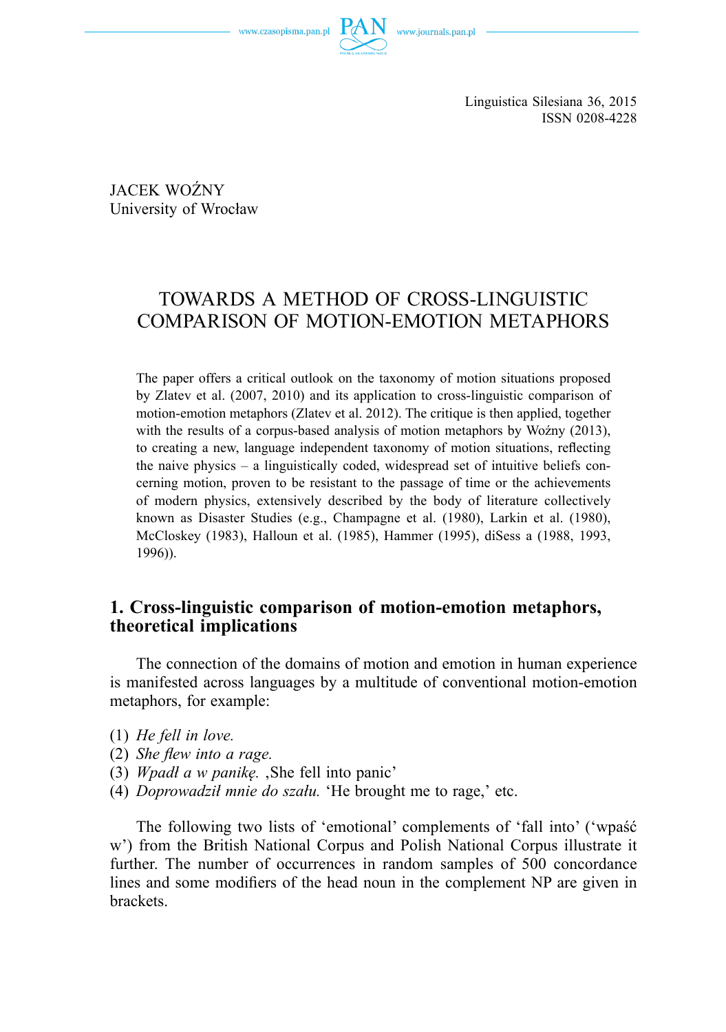Linguistica Silesiana 36, 2015
ISSN 0208-4228

JACEK WOŹNY
University of Wrocław

# TOWARDS A METHOD OF CROSS-LINGUISTIC COMPARISON OF MOTION-EMOTION METAPHORS

The paper offers a critical outlook on the taxonomy of motion situations proposed by Zlatev et al. (2007, 2010) and its application to cross-linguistic comparison of motion-emotion metaphors (Zlatev et al. 2012). The critique is then applied, together with the results of a corpus-based analysis of motion metaphors by Woźny (2013), to creating a new, language independent taxonomy of motion situations, reflecting the naive physics – a linguistically coded, widespread set of intuitive beliefs concerning motion, proven to be resistant to the passage of time or the achievements of modern physics, extensively described by the body of literature collectively known as Disaster Studies (e.g., Champagne et al. (1980), Larkin et al. (1980), McCloskey (1983), Halloun et al. (1985), Hammer (1995), diSess a (1988, 1993, 1996)).

## 1. Cross-linguistic comparison of motion-emotion metaphors, theoretical implications

The connection of the domains of motion and emotion in human experience is manifested across languages by a multitude of conventional motion-emotion metaphors, for example:

(1) *He fell in love.*
(2) *She flew into a rage.*
(3) *Wpadła w panikę.* ‚She fell into panic'
(4) *Doprowadził mnie do szału.* 'He brought me to rage,' etc.

The following two lists of 'emotional' complements of 'fall into' ('wpaść w') from the British National Corpus and Polish National Corpus illustrate it further. The number of occurrences in random samples of 500 concordance lines and some modifiers of the head noun in the complement NP are given in brackets.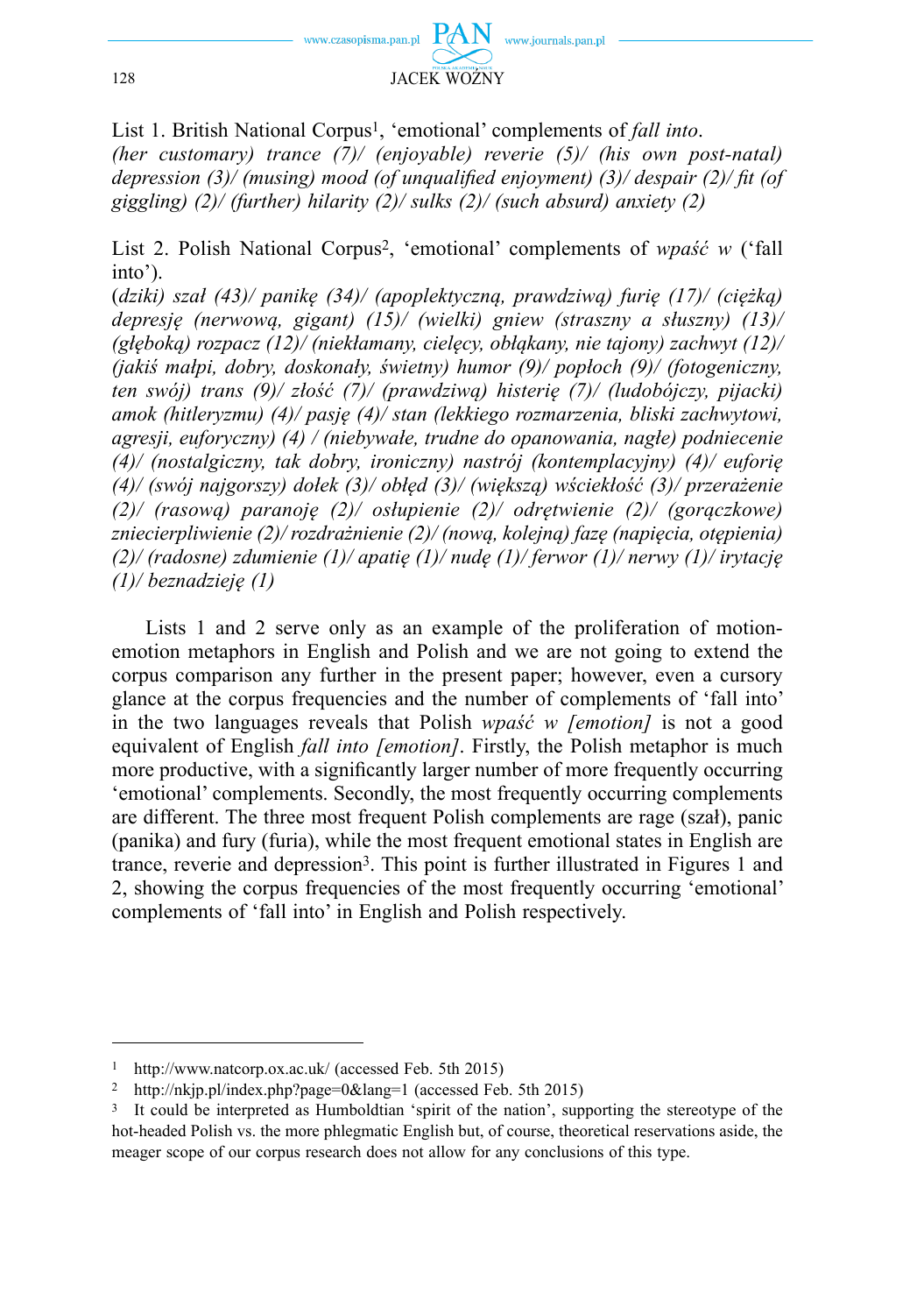List 1. British National Corpus[1], 'emotional' complements of *fall into*.
*(her customary) trance (7)/ (enjoyable) reverie (5)/ (his own post-natal) depression (3)/ (musing) mood (of unqualified enjoyment) (3)/ despair (2)/ fit (of giggling) (2)/ (further) hilarity (2)/ sulks (2)/ (such absurd) anxiety (2)*

List 2. Polish National Corpus[2], 'emotional' complements of *wpaść w* ('fall into').
(*dziki) szał (43)/ panikę (34)/ (apoplektyczną, prawdziwą) furię (17)/ (ciężką) depresję (nerwową, gigant) (15)/ (wielki) gniew (straszny a słuszny) (13)/ (głęboką) rozpacz (12)/ (niekłamany, cielęcy, obłąkany, nie tajony) zachwyt (12)/ (jakiś małpi, dobry, doskonały, świetny) humor (9)/ popłoch (9)/ (fotogeniczny, ten swój) trans (9)/ złość (7)/ (prawdziwą) histerię (7)/ (ludobójczy, pijacki) amok (hitleryzmu) (4)/ pasję (4)/ stan (lekkiego rozmarzenia, bliski zachwytowi, agresji, euforyczny) (4) / (niebywałe, trudne do opanowania, nagłe) podniecenie (4)/ (nostalgiczny, tak dobry, ironiczny) nastrój (kontemplacyjny) (4)/ euforię (4)/ (swój najgorszy) dołek (3)/ obłęd (3)/ (większą) wściekłość (3)/ przerażenie (2)/ (rasową) paranoję (2)/ osłupienie (2)/ odrętwienie (2)/ (gorączkowe) zniecierpliwienie (2)/ rozdrażnienie (2)/ (nową, kolejną) fazę (napięcia, otępienia) (2)/ (radosne) zdumienie (1)/ apatię (1)/ nudę (1)/ ferwor (1)/ nerwy (1)/ irytację (1)/ beznadzieję (1)*

Lists 1 and 2 serve only as an example of the proliferation of motion-emotion metaphors in English and Polish and we are not going to extend the corpus comparison any further in the present paper; however, even a cursory glance at the corpus frequencies and the number of complements of 'fall into' in the two languages reveals that Polish *wpaść w [emotion]* is not a good equivalent of English *fall into [emotion]*. Firstly, the Polish metaphor is much more productive, with a significantly larger number of more frequently occurring 'emotional' complements. Secondly, the most frequently occurring complements are different. The three most frequent Polish complements are rage (szał), panic (panika) and fury (furia), while the most frequent emotional states in English are trance, reverie and depression[3]. This point is further illustrated in Figures 1 and 2, showing the corpus frequencies of the most frequently occurring 'emotional' complements of 'fall into' in English and Polish respectively.

---

[1] http://www.natcorp.ox.ac.uk/ (accessed Feb. 5th 2015)

[2] http://nkjp.pl/index.php?page=0&lang=1 (accessed Feb. 5th 2015)

[3] It could be interpreted as Humboldtian 'spirit of the nation', supporting the stereotype of the hot-headed Polish vs. the more phlegmatic English but, of course, theoretical reservations aside, the meager scope of our corpus research does not allow for any conclusions of this type.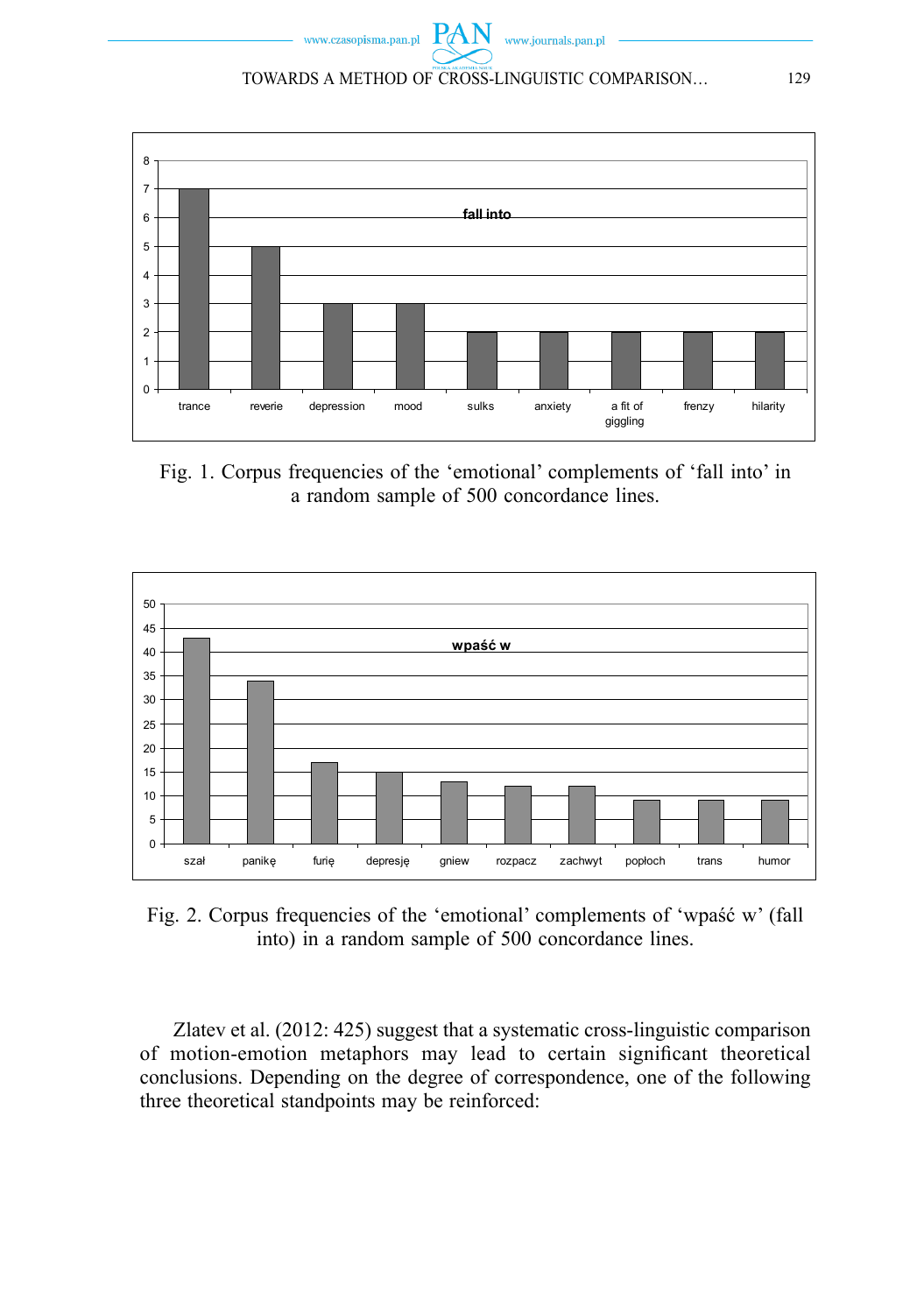Fig. 1. Corpus frequencies of the 'emotional' complements of 'fall into' in a random sample of 500 concordance lines.

Fig. 2. Corpus frequencies of the 'emotional' complements of 'wpaść w' (fall into) in a random sample of 500 concordance lines.

Zlatev et al. (2012: 425) suggest that a systematic cross-linguistic comparison of motion-emotion metaphors may lead to certain significant theoretical conclusions. Depending on the degree of correspondence, one of the following three theoretical standpoints may be reinforced: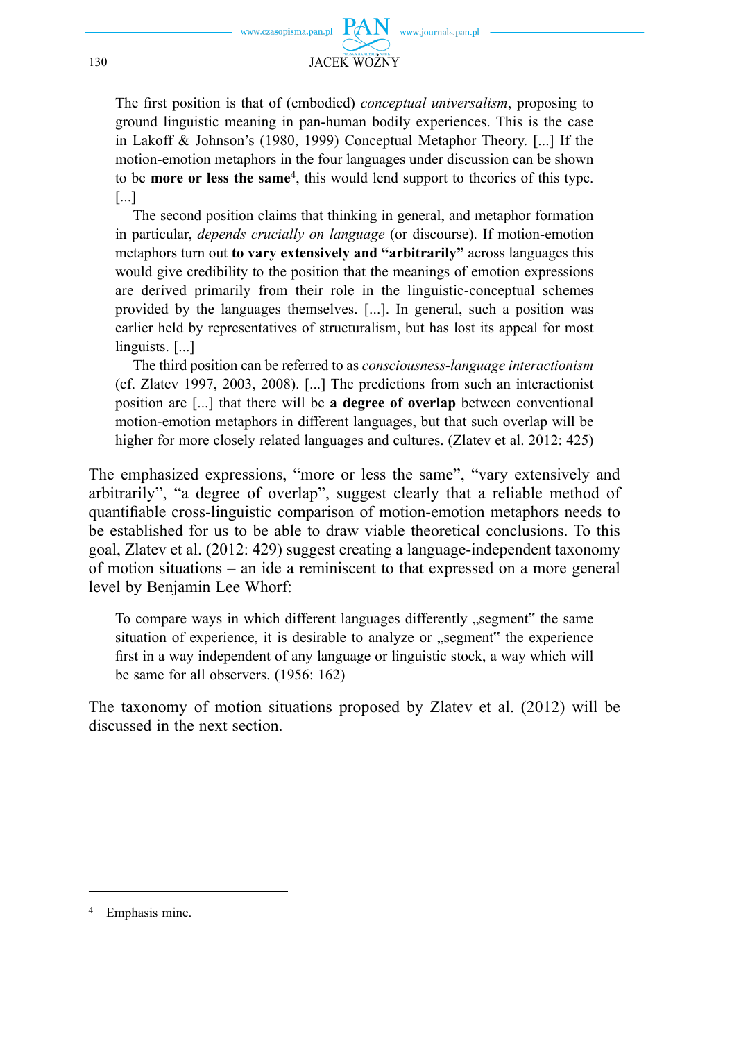> The first position is that of (embodied) *conceptual universalism*, proposing to ground linguistic meaning in pan-human bodily experiences. This is the case in Lakoff & Johnson's (1980, 1999) Conceptual Metaphor Theory. [...] If the motion-emotion metaphors in the four languages under discussion can be shown to be **more or less the same**[4], this would lend support to theories of this type. [...]
>
> The second position claims that thinking in general, and metaphor formation in particular, *depends crucially on language* (or discourse). If motion-emotion metaphors turn out **to vary extensively and "arbitrarily"** across languages this would give credibility to the position that the meanings of emotion expressions are derived primarily from their role in the linguistic-conceptual schemes provided by the languages themselves. [...]. In general, such a position was earlier held by representatives of structuralism, but has lost its appeal for most linguists. [...]
>
> The third position can be referred to as *consciousness-language interactionism* (cf. Zlatev 1997, 2003, 2008). [...] The predictions from such an interactionist position are [...] that there will be **a degree of overlap** between conventional motion-emotion metaphors in different languages, but that such overlap will be higher for more closely related languages and cultures. (Zlatev et al. 2012: 425)

The emphasized expressions, "more or less the same", "vary extensively and arbitrarily", "a degree of overlap", suggest clearly that a reliable method of quantifiable cross-linguistic comparison of motion-emotion metaphors needs to be established for us to be able to draw viable theoretical conclusions. To this goal, Zlatev et al. (2012: 429) suggest creating a language-independent taxonomy of motion situations – an ide a reminiscent to that expressed on a more general level by Benjamin Lee Whorf:

> To compare ways in which different languages differently „segment" the same situation of experience, it is desirable to analyze or „segment" the experience first in a way independent of any language or linguistic stock, a way which will be same for all observers. (1956: 162)

The taxonomy of motion situations proposed by Zlatev et al. (2012) will be discussed in the next section.

---

[4] Emphasis mine.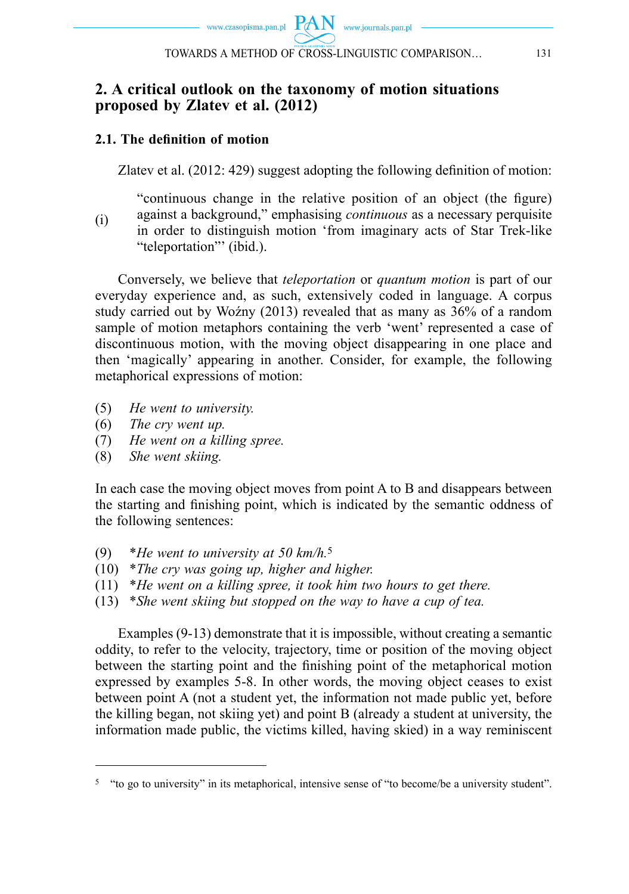## 2. A critical outlook on the taxonomy of motion situations proposed by Zlatev et al. (2012)

### 2.1. The definition of motion

Zlatev et al. (2012: 429) suggest adopting the following definition of motion:

(i) "continuous change in the relative position of an object (the figure) against a background," emphasising *continuous* as a necessary perquisite in order to distinguish motion 'from imaginary acts of Star Trek-like "teleportation"' (ibid.).

Conversely, we believe that *teleportation* or *quantum motion* is part of our everyday experience and, as such, extensively coded in language. A corpus study carried out by Woźny (2013) revealed that as many as 36% of a random sample of motion metaphors containing the verb 'went' represented a case of discontinuous motion, with the moving object disappearing in one place and then 'magically' appearing in another. Consider, for example, the following metaphorical expressions of motion:

(5) *He went to university.*
(6) *The cry went up.*
(7) *He went on a killing spree.*
(8) *She went skiing.*

In each case the moving object moves from point A to B and disappears between the starting and finishing point, which is indicated by the semantic oddness of the following sentences:

(9) *He went to university at 50 km/h.*[5]
(10) *The cry was going up, higher and higher.*
(11) *He went on a killing spree, it took him two hours to get there.*
(13) *She went skiing but stopped on the way to have a cup of tea.*

Examples (9-13) demonstrate that it is impossible, without creating a semantic oddity, to refer to the velocity, trajectory, time or position of the moving object between the starting point and the finishing point of the metaphorical motion expressed by examples 5-8. In other words, the moving object ceases to exist between point A (not a student yet, the information not made public yet, before the killing began, not skiing yet) and point B (already a student at university, the information made public, the victims killed, having skied) in a way reminiscent

---

[5] "to go to university" in its metaphorical, intensive sense of "to become/be a university student".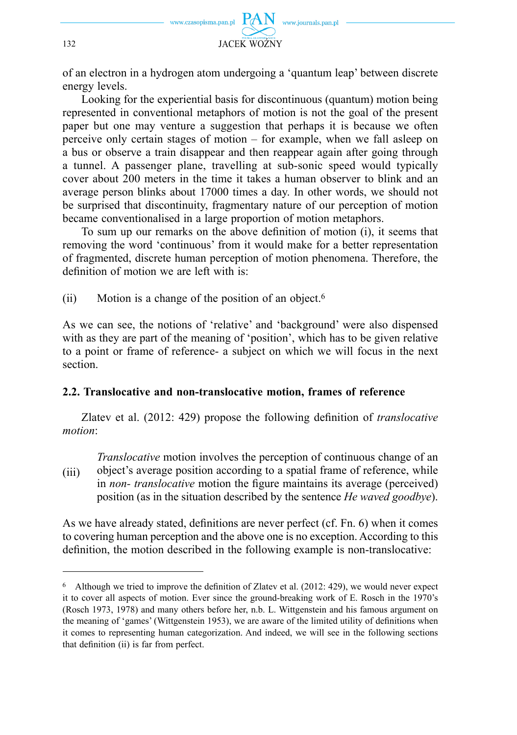of an electron in a hydrogen atom undergoing a 'quantum leap' between discrete energy levels.

Looking for the experiential basis for discontinuous (quantum) motion being represented in conventional metaphors of motion is not the goal of the present paper but one may venture a suggestion that perhaps it is because we often perceive only certain stages of motion – for example, when we fall asleep on a bus or observe a train disappear and then reappear again after going through a tunnel. A passenger plane, travelling at sub-sonic speed would typically cover about 200 meters in the time it takes a human observer to blink and an average person blinks about 17000 times a day. In other words, we should not be surprised that discontinuity, fragmentary nature of our perception of motion became conventionalised in a large proportion of motion metaphors.

To sum up our remarks on the above definition of motion (i), it seems that removing the word 'continuous' from it would make for a better representation of fragmented, discrete human perception of motion phenomena. Therefore, the definition of motion we are left with is:

(ii) Motion is a change of the position of an object.[6]

As we can see, the notions of 'relative' and 'background' were also dispensed with as they are part of the meaning of 'position', which has to be given relative to a point or frame of reference- a subject on which we will focus in the next section.

### 2.2. Translocative and non-translocative motion, frames of reference

Zlatev et al. (2012: 429) propose the following definition of *translocative motion*:

(iii) *Translocative* motion involves the perception of continuous change of an object's average position according to a spatial frame of reference, while in *non- translocative* motion the figure maintains its average (perceived) position (as in the situation described by the sentence *He waved goodbye*).

As we have already stated, definitions are never perfect (cf. Fn. 6) when it comes to covering human perception and the above one is no exception. According to this definition, the motion described in the following example is non-translocative:

---

[6] Although we tried to improve the definition of Zlatev et al. (2012: 429), we would never expect it to cover all aspects of motion. Ever since the ground-breaking work of E. Rosch in the 1970's (Rosch 1973, 1978) and many others before her, n.b. L. Wittgenstein and his famous argument on the meaning of 'games' (Wittgenstein 1953), we are aware of the limited utility of definitions when it comes to representing human categorization. And indeed, we will see in the following sections that definition (ii) is far from perfect.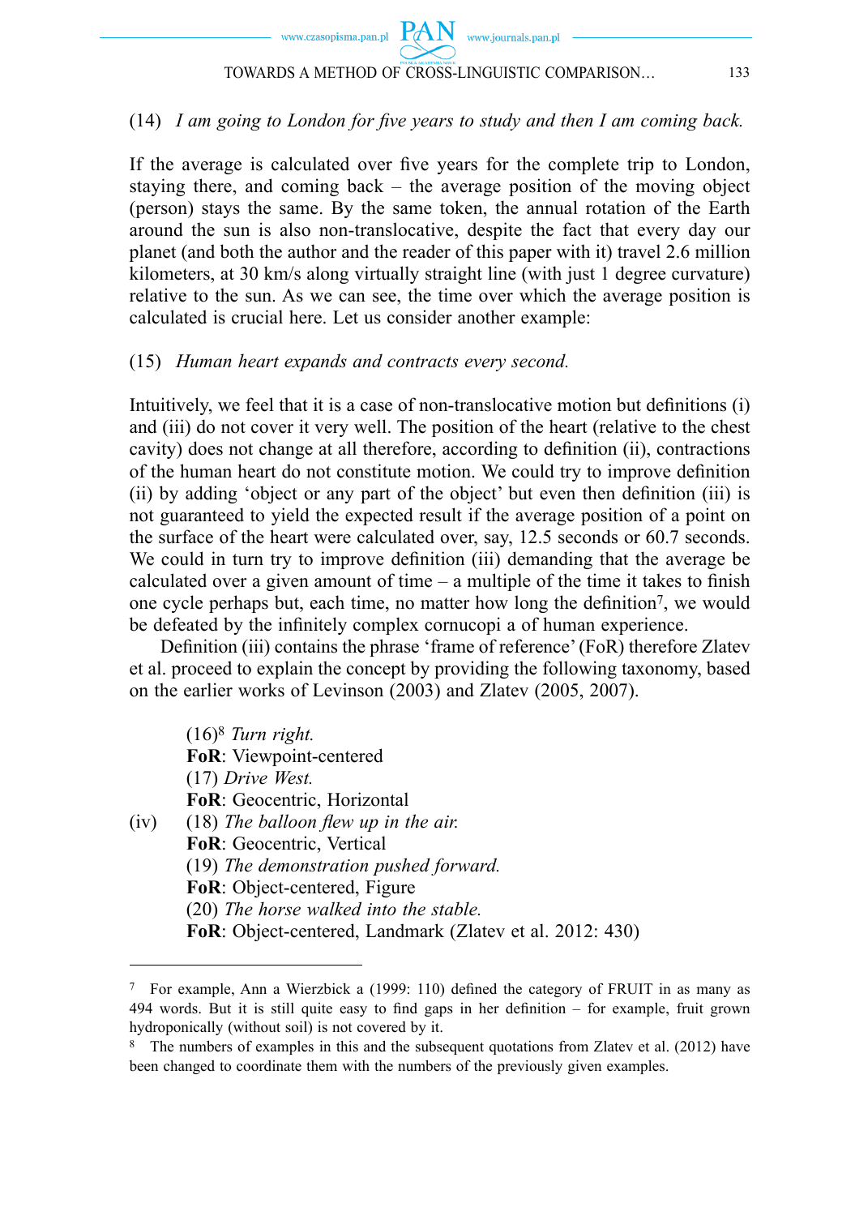(14) *I am going to London for five years to study and then I am coming back.*

If the average is calculated over five years for the complete trip to London, staying there, and coming back – the average position of the moving object (person) stays the same. By the same token, the annual rotation of the Earth around the sun is also non-translocative, despite the fact that every day our planet (and both the author and the reader of this paper with it) travel 2.6 million kilometers, at 30 km/s along virtually straight line (with just 1 degree curvature) relative to the sun. As we can see, the time over which the average position is calculated is crucial here. Let us consider another example:

(15) *Human heart expands and contracts every second.*

Intuitively, we feel that it is a case of non-translocative motion but definitions (i) and (iii) do not cover it very well. The position of the heart (relative to the chest cavity) does not change at all therefore, according to definition (ii), contractions of the human heart do not constitute motion. We could try to improve definition (ii) by adding 'object or any part of the object' but even then definition (iii) is not guaranteed to yield the expected result if the average position of a point on the surface of the heart were calculated over, say, 12.5 seconds or 60.7 seconds. We could in turn try to improve definition (iii) demanding that the average be calculated over a given amount of time – a multiple of the time it takes to finish one cycle perhaps but, each time, no matter how long the definition[7], we would be defeated by the infinitely complex cornucopi a of human experience.

Definition (iii) contains the phrase 'frame of reference' (FoR) therefore Zlatev et al. proceed to explain the concept by providing the following taxonomy, based on the earlier works of Levinson (2003) and Zlatev (2005, 2007).

(iv)

(16)[8] *Turn right.*
**FoR**: Viewpoint-centered
(17) *Drive West.*
**FoR**: Geocentric, Horizontal
(18) *The balloon flew up in the air.*
**FoR**: Geocentric, Vertical
(19) *The demonstration pushed forward.*
**FoR**: Object-centered, Figure
(20) *The horse walked into the stable.*
**FoR**: Object-centered, Landmark (Zlatev et al. 2012: 430)

---

[7] For example, Ann a Wierzbick a (1999: 110) defined the category of FRUIT in as many as 494 words. But it is still quite easy to find gaps in her definition – for example, fruit grown hydroponically (without soil) is not covered by it.

[8] The numbers of examples in this and the subsequent quotations from Zlatev et al. (2012) have been changed to coordinate them with the numbers of the previously given examples.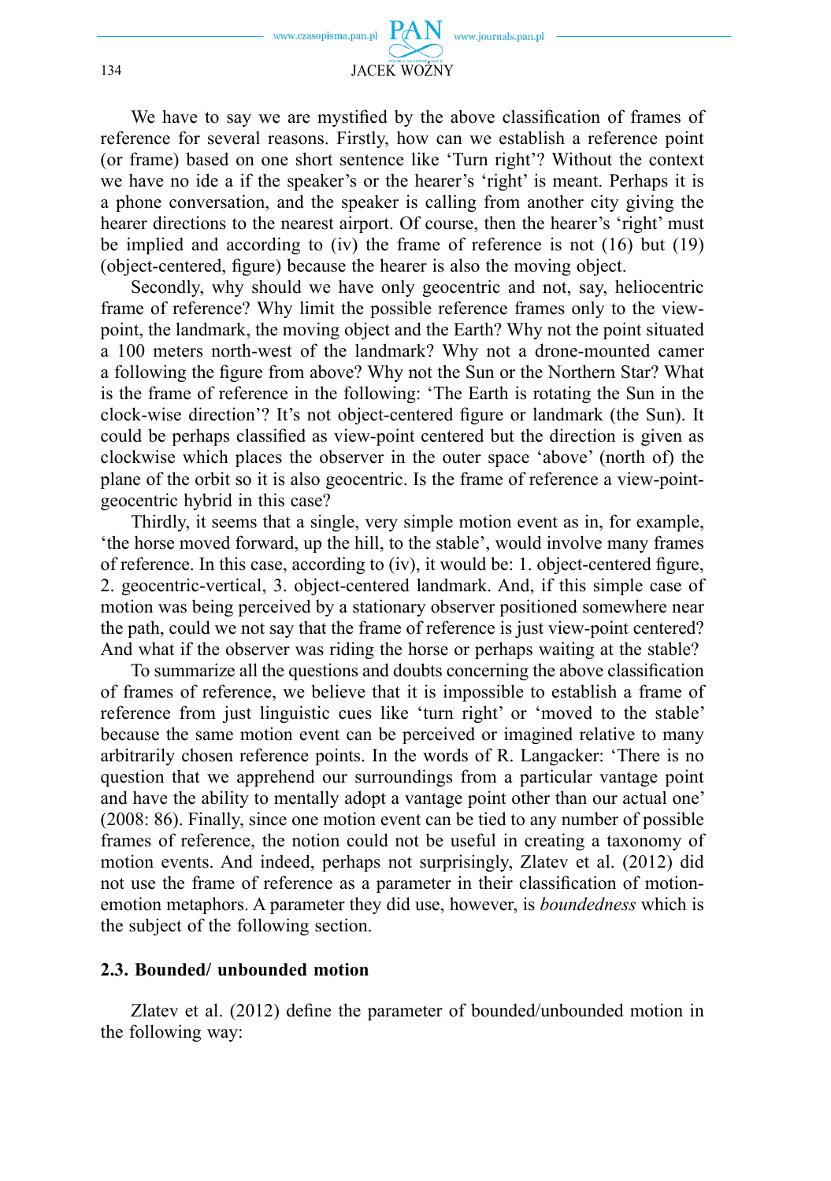We have to say we are mystified by the above classification of frames of reference for several reasons. Firstly, how can we establish a reference point (or frame) based on one short sentence like ‘Turn right’? Without the context we have no ide a if the speaker’s or the hearer’s ‘right’ is meant. Perhaps it is a phone conversation, and the speaker is calling from another city giving the hearer directions to the nearest airport. Of course, then the hearer’s ‘right’ must be implied and according to (iv) the frame of reference is not (16) but (19) (object-centered, figure) because the hearer is also the moving object.

Secondly, why should we have only geocentric and not, say, heliocentric frame of reference? Why limit the possible reference frames only to the view-point, the landmark, the moving object and the Earth? Why not the point situated a 100 meters north-west of the landmark? Why not a drone-mounted camer a following the figure from above? Why not the Sun or the Northern Star? What is the frame of reference in the following: ‘The Earth is rotating the Sun in the clock-wise direction’? It’s not object-centered figure or landmark (the Sun). It could be perhaps classified as view-point centered but the direction is given as clockwise which places the observer in the outer space ‘above’ (north of) the plane of the orbit so it is also geocentric. Is the frame of reference a view-point-geocentric hybrid in this case?

Thirdly, it seems that a single, very simple motion event as in, for example, ‘the horse moved forward, up the hill, to the stable’, would involve many frames of reference. In this case, according to (iv), it would be: 1. object-centered figure, 2. geocentric-vertical, 3. object-centered landmark. And, if this simple case of motion was being perceived by a stationary observer positioned somewhere near the path, could we not say that the frame of reference is just view-point centered? And what if the observer was riding the horse or perhaps waiting at the stable?

To summarize all the questions and doubts concerning the above classification of frames of reference, we believe that it is impossible to establish a frame of reference from just linguistic cues like ‘turn right’ or ‘moved to the stable’ because the same motion event can be perceived or imagined relative to many arbitrarily chosen reference points. In the words of R. Langacker: ‘There is no question that we apprehend our surroundings from a particular vantage point and have the ability to mentally adopt a vantage point other than our actual one’ (2008: 86). Finally, since one motion event can be tied to any number of possible frames of reference, the notion could not be useful in creating a taxonomy of motion events. And indeed, perhaps not surprisingly, Zlatev et al. (2012) did not use the frame of reference as a parameter in their classification of motion-emotion metaphors. A parameter they did use, however, is *boundedness* which is the subject of the following section.

### 2.3. Bounded/ unbounded motion

Zlatev et al. (2012) define the parameter of bounded/unbounded motion in the following way: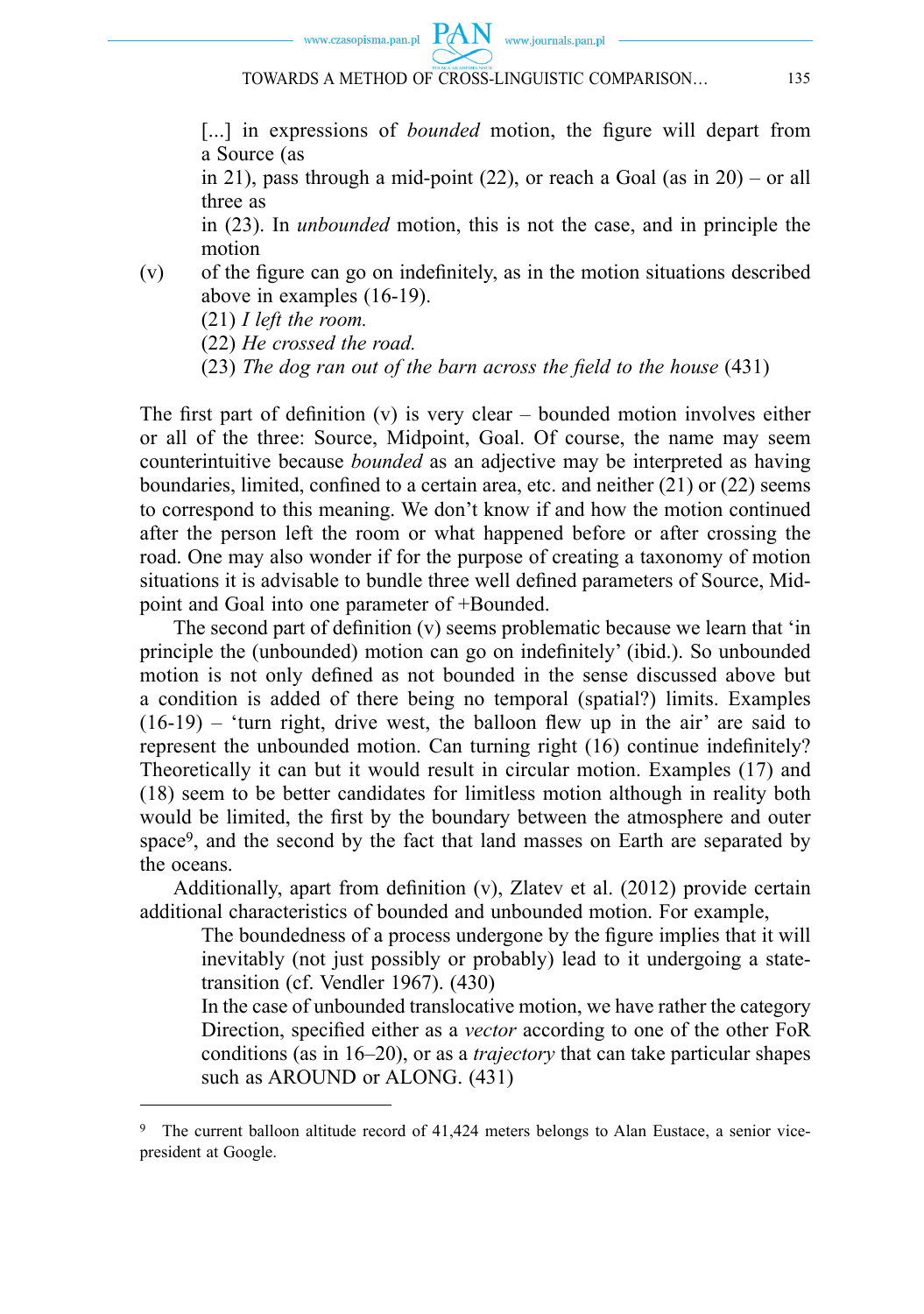> [...] in expressions of *bounded* motion, the figure will depart from a Source (as in 21), pass through a mid-point (22), or reach a Goal (as in 20) – or all three as in (23). In *unbounded* motion, this is not the case, and in principle the motion
>
> (v) of the figure can go on indefinitely, as in the motion situations described above in examples (16-19).
>
> (21) *I left the room.*
>
> (22) *He crossed the road.*
>
> (23) *The dog ran out of the barn across the field to the house* (431)

The first part of definition (v) is very clear – bounded motion involves either or all of the three: Source, Midpoint, Goal. Of course, the name may seem counterintuitive because *bounded* as an adjective may be interpreted as having boundaries, limited, confined to a certain area, etc. and neither (21) or (22) seems to correspond to this meaning. We don't know if and how the motion continued after the person left the room or what happened before or after crossing the road. One may also wonder if for the purpose of creating a taxonomy of motion situations it is advisable to bundle three well defined parameters of Source, Midpoint and Goal into one parameter of +Bounded.

The second part of definition (v) seems problematic because we learn that 'in principle the (unbounded) motion can go on indefinitely' (ibid.). So unbounded motion is not only defined as not bounded in the sense discussed above but a condition is added of there being no temporal (spatial?) limits. Examples (16-19) – 'turn right, drive west, the balloon flew up in the air' are said to represent the unbounded motion. Can turning right (16) continue indefinitely? Theoretically it can but it would result in circular motion. Examples (17) and (18) seem to be better candidates for limitless motion although in reality both would be limited, the first by the boundary between the atmosphere and outer space[9], and the second by the fact that land masses on Earth are separated by the oceans.

Additionally, apart from definition (v), Zlatev et al. (2012) provide certain additional characteristics of bounded and unbounded motion. For example,

> The boundedness of a process undergone by the figure implies that it will inevitably (not just possibly or probably) lead to it undergoing a state-transition (cf. Vendler 1967). (430)
>
> In the case of unbounded translocative motion, we have rather the category Direction, specified either as a *vector* according to one of the other FoR conditions (as in 16–20), or as a *trajectory* that can take particular shapes such as AROUND or ALONG. (431)

---

[9] The current balloon altitude record of 41,424 meters belongs to Alan Eustace, a senior vice-president at Google.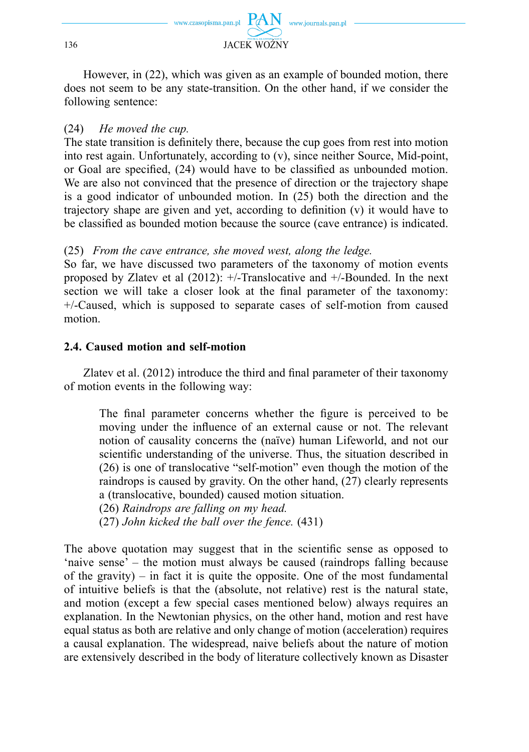However, in (22), which was given as an example of bounded motion, there does not seem to be any state-transition. On the other hand, if we consider the following sentence:

(24) *He moved the cup.*
The state transition is definitely there, because the cup goes from rest into motion into rest again. Unfortunately, according to (v), since neither Source, Mid-point, or Goal are specified, (24) would have to be classified as unbounded motion. We are also not convinced that the presence of direction or the trajectory shape is a good indicator of unbounded motion. In (25) both the direction and the trajectory shape are given and yet, according to definition (v) it would have to be classified as bounded motion because the source (cave entrance) is indicated.

(25) *From the cave entrance, she moved west, along the ledge.*
So far, we have discussed two parameters of the taxonomy of motion events proposed by Zlatev et al (2012): +/-Translocative and +/-Bounded. In the next section we will take a closer look at the final parameter of the taxonomy: +/-Caused, which is supposed to separate cases of self-motion from caused motion.

### 2.4. Caused motion and self-motion

Zlatev et al. (2012) introduce the third and final parameter of their taxonomy of motion events in the following way:

> The final parameter concerns whether the figure is perceived to be moving under the influence of an external cause or not. The relevant notion of causality concerns the (naïve) human Lifeworld, and not our scientific understanding of the universe. Thus, the situation described in (26) is one of translocative "self-motion" even though the motion of the raindrops is caused by gravity. On the other hand, (27) clearly represents a (translocative, bounded) caused motion situation.
> (26) *Raindrops are falling on my head.*
> (27) *John kicked the ball over the fence.* (431)

The above quotation may suggest that in the scientific sense as opposed to 'naive sense' – the motion must always be caused (raindrops falling because of the gravity) – in fact it is quite the opposite. One of the most fundamental of intuitive beliefs is that the (absolute, not relative) rest is the natural state, and motion (except a few special cases mentioned below) always requires an explanation. In the Newtonian physics, on the other hand, motion and rest have equal status as both are relative and only change of motion (acceleration) requires a causal explanation. The widespread, naive beliefs about the nature of motion are extensively described in the body of literature collectively known as Disaster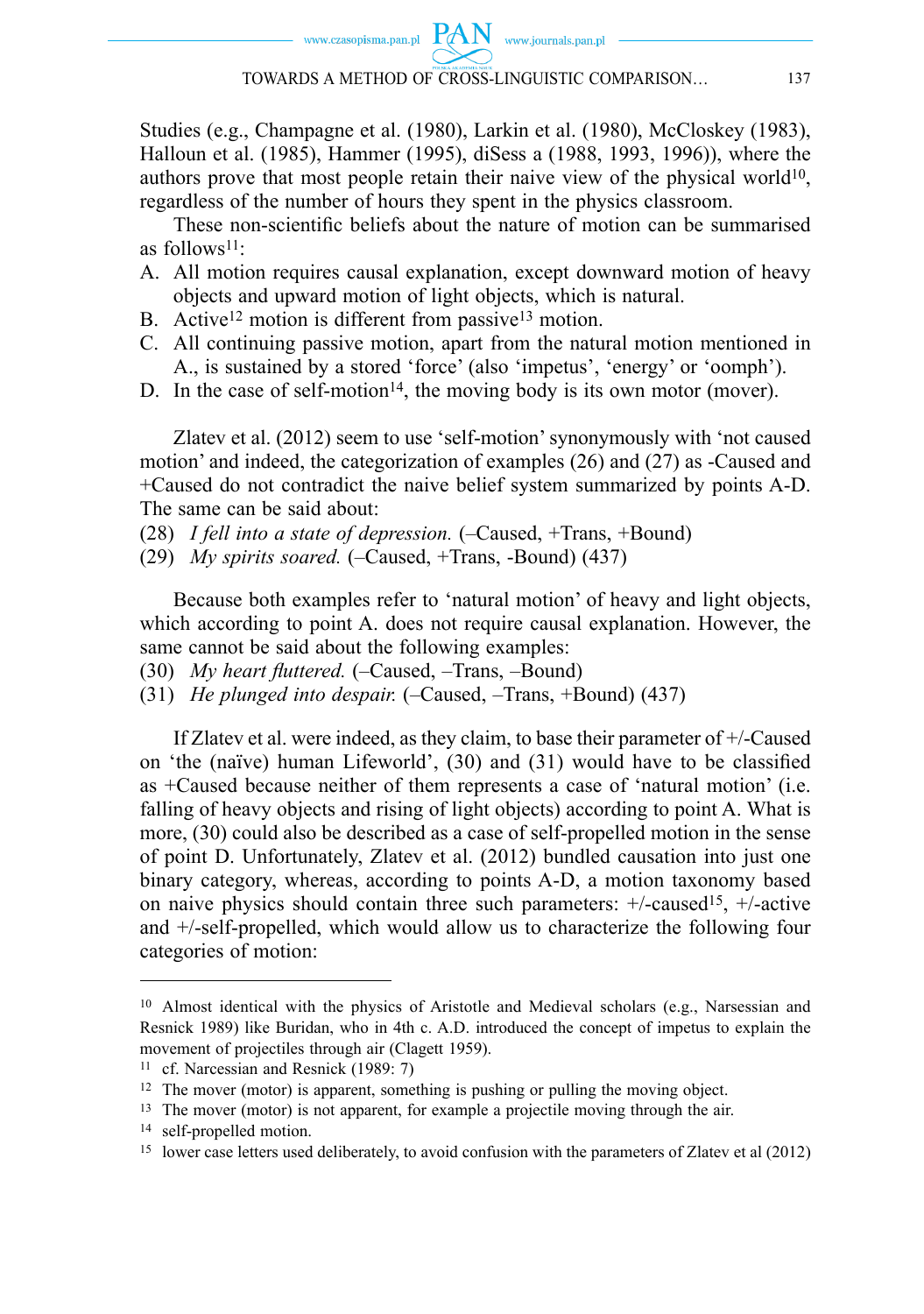Studies (e.g., Champagne et al. (1980), Larkin et al. (1980), McCloskey (1983), Halloun et al. (1985), Hammer (1995), diSess a (1988, 1993, 1996)), where the authors prove that most people retain their naive view of the physical world[10], regardless of the number of hours they spent in the physics classroom.

These non-scientific beliefs about the nature of motion can be summarised as follows[11]:

A. All motion requires causal explanation, except downward motion of heavy objects and upward motion of light objects, which is natural.
B. Active[12] motion is different from passive[13] motion.
C. All continuing passive motion, apart from the natural motion mentioned in A., is sustained by a stored 'force' (also 'impetus', 'energy' or 'oomph').
D. In the case of self-motion[14], the moving body is its own motor (mover).

Zlatev et al. (2012) seem to use 'self-motion' synonymously with 'not caused motion' and indeed, the categorization of examples (26) and (27) as -Caused and +Caused do not contradict the naive belief system summarized by points A-D. The same can be said about:

(28) *I fell into a state of depression.* (–Caused, +Trans, +Bound)
(29) *My spirits soared.* (–Caused, +Trans, -Bound) (437)

Because both examples refer to 'natural motion' of heavy and light objects, which according to point A. does not require causal explanation. However, the same cannot be said about the following examples:

(30) *My heart fluttered.* (–Caused, –Trans, –Bound)
(31) *He plunged into despair.* (–Caused, –Trans, +Bound) (437)

If Zlatev et al. were indeed, as they claim, to base their parameter of +/-Caused on 'the (naïve) human Lifeworld', (30) and (31) would have to be classified as +Caused because neither of them represents a case of 'natural motion' (i.e. falling of heavy objects and rising of light objects) according to point A. What is more, (30) could also be described as a case of self-propelled motion in the sense of point D. Unfortunately, Zlatev et al. (2012) bundled causation into just one binary category, whereas, according to points A-D, a motion taxonomy based on naive physics should contain three such parameters: +/-caused[15], +/-active and +/-self-propelled, which would allow us to characterize the following four categories of motion:

---

[10] Almost identical with the physics of Aristotle and Medieval scholars (e.g., Narsessian and Resnick 1989) like Buridan, who in 4th c. A.D. introduced the concept of impetus to explain the movement of projectiles through air (Clagett 1959).

[11] cf. Narcessian and Resnick (1989: 7)

[12] The mover (motor) is apparent, something is pushing or pulling the moving object.

[13] The mover (motor) is not apparent, for example a projectile moving through the air.

[14] self-propelled motion.

[15] lower case letters used deliberately, to avoid confusion with the parameters of Zlatev et al (2012)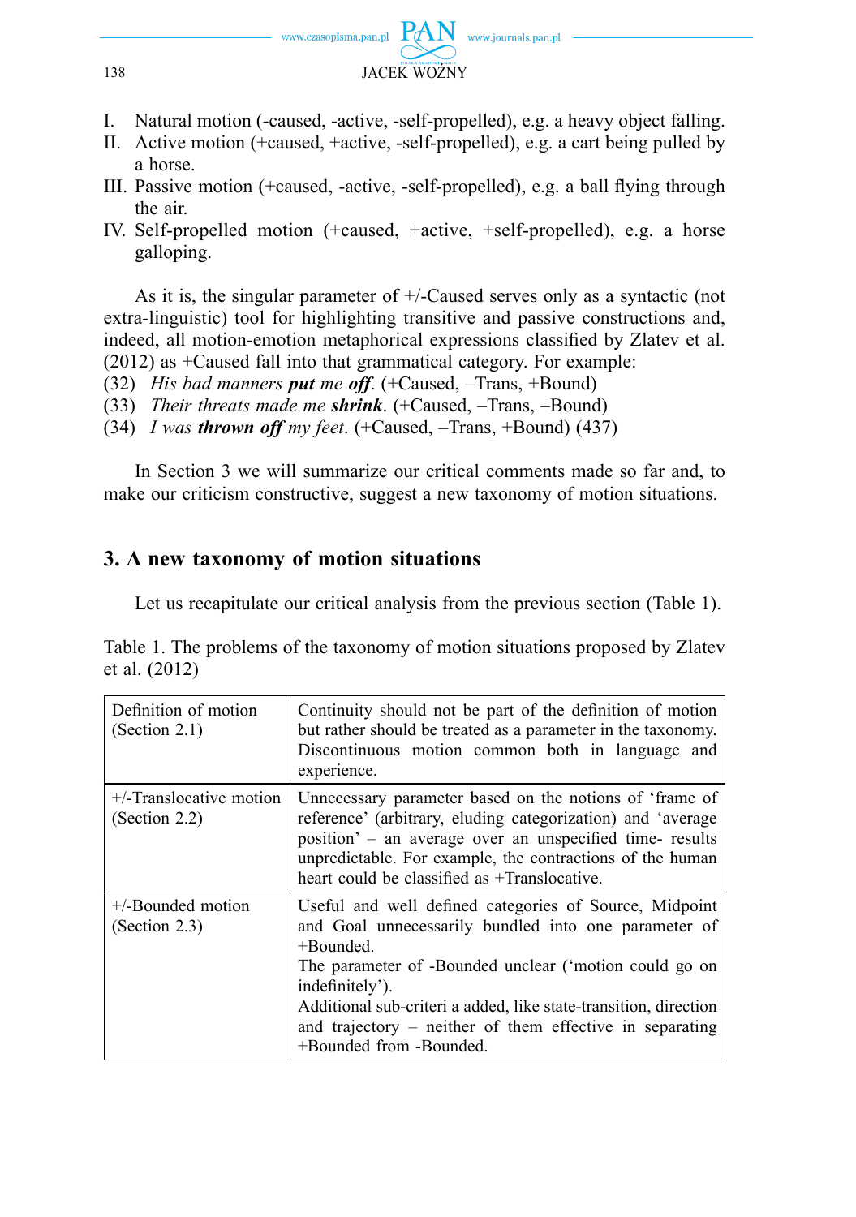I. Natural motion (-caused, -active, -self-propelled), e.g. a heavy object falling.
II. Active motion (+caused, +active, -self-propelled), e.g. a cart being pulled by a horse.
III. Passive motion (+caused, -active, -self-propelled), e.g. a ball flying through the air.
IV. Self-propelled motion (+caused, +active, +self-propelled), e.g. a horse galloping.

As it is, the singular parameter of +/-Caused serves only as a syntactic (not extra-linguistic) tool for highlighting transitive and passive constructions and, indeed, all motion-emotion metaphorical expressions classified by Zlatev et al. (2012) as +Caused fall into that grammatical category. For example:

(32) *His bad manners **put** me **off***. (+Caused, –Trans, +Bound)
(33) *Their threats made me **shrink***. (+Caused, –Trans, –Bound)
(34) *I was **thrown off** my feet*. (+Caused, –Trans, +Bound) (437)

In Section 3 we will summarize our critical comments made so far and, to make our criticism constructive, suggest a new taxonomy of motion situations.

## 3. A new taxonomy of motion situations

Let us recapitulate our critical analysis from the previous section (Table 1).

Table 1. The problems of the taxonomy of motion situations proposed by Zlatev et al. (2012)

| | |
|---|---|
| Definition of motion (Section 2.1) | Continuity should not be part of the definition of motion but rather should be treated as a parameter in the taxonomy. Discontinuous motion common both in language and experience. |
| +/-Translocative motion (Section 2.2) | Unnecessary parameter based on the notions of 'frame of reference' (arbitrary, eluding categorization) and 'average position' – an average over an unspecified time- results unpredictable. For example, the contractions of the human heart could be classified as +Translocative. |
| +/-Bounded motion (Section 2.3) | Useful and well defined categories of Source, Midpoint and Goal unnecessarily bundled into one parameter of +Bounded.<br>The parameter of -Bounded unclear ('motion could go on indefinitely').<br>Additional sub-criteri a added, like state-transition, direction and trajectory – neither of them effective in separating +Bounded from -Bounded. |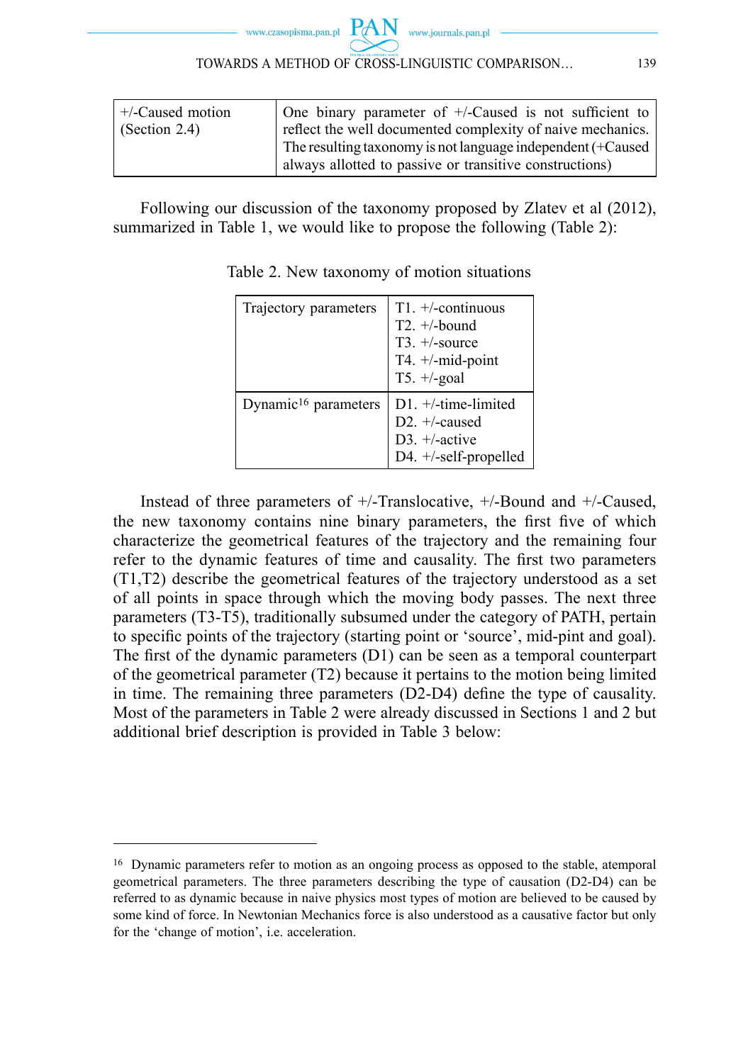| +/-Caused motion (Section 2.4) | One binary parameter of +/-Caused is not sufficient to reflect the well documented complexity of naive mechanics. The resulting taxonomy is not language independent (+Caused always allotted to passive or transitive constructions) |
|---|---|

Following our discussion of the taxonomy proposed by Zlatev et al (2012), summarized in Table 1, we would like to propose the following (Table 2):

Table 2. New taxonomy of motion situations

| Trajectory parameters | T1. +/-continuous<br>T2. +/-bound<br>T3. +/-source<br>T4. +/-mid-point<br>T5. +/-goal |
|---|---|
| Dynamic[16] parameters | D1. +/-time-limited<br>D2. +/-caused<br>D3. +/-active<br>D4. +/-self-propelled |

Instead of three parameters of +/-Translocative, +/-Bound and +/-Caused, the new taxonomy contains nine binary parameters, the first five of which characterize the geometrical features of the trajectory and the remaining four refer to the dynamic features of time and causality. The first two parameters (T1,T2) describe the geometrical features of the trajectory understood as a set of all points in space through which the moving body passes. The next three parameters (T3-T5), traditionally subsumed under the category of PATH, pertain to specific points of the trajectory (starting point or 'source', mid-pint and goal). The first of the dynamic parameters (D1) can be seen as a temporal counterpart of the geometrical parameter (T2) because it pertains to the motion being limited in time. The remaining three parameters (D2-D4) define the type of causality. Most of the parameters in Table 2 were already discussed in Sections 1 and 2 but additional brief description is provided in Table 3 below:

---

[16] Dynamic parameters refer to motion as an ongoing process as opposed to the stable, atemporal geometrical parameters. The three parameters describing the type of causation (D2-D4) can be referred to as dynamic because in naive physics most types of motion are believed to be caused by some kind of force. In Newtonian Mechanics force is also understood as a causative factor but only for the 'change of motion', i.e. acceleration.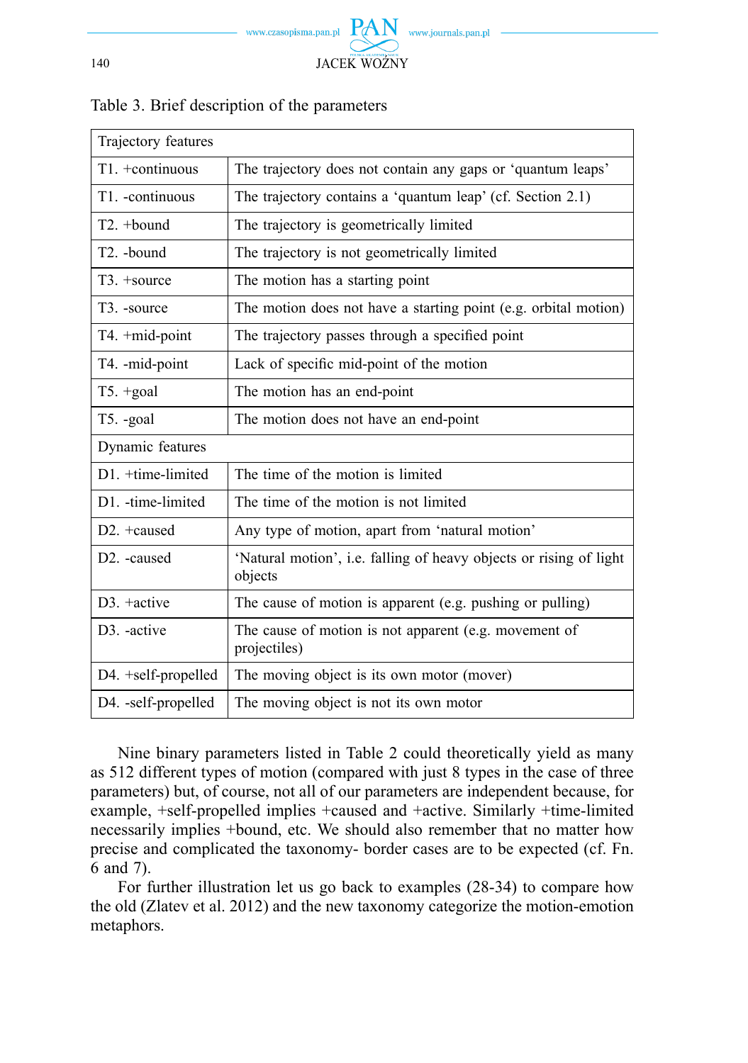Table 3. Brief description of the parameters

| Trajectory features | |
|---|---|
| T1. +continuous | The trajectory does not contain any gaps or 'quantum leaps' |
| T1. -continuous | The trajectory contains a 'quantum leap' (cf. Section 2.1) |
| T2. +bound | The trajectory is geometrically limited |
| T2. -bound | The trajectory is not geometrically limited |
| T3. +source | The motion has a starting point |
| T3. -source | The motion does not have a starting point (e.g. orbital motion) |
| T4. +mid-point | The trajectory passes through a specified point |
| T4. -mid-point | Lack of specific mid-point of the motion |
| T5. +goal | The motion has an end-point |
| T5. -goal | The motion does not have an end-point |
| Dynamic features | |
| D1. +time-limited | The time of the motion is limited |
| D1. -time-limited | The time of the motion is not limited |
| D2. +caused | Any type of motion, apart from 'natural motion' |
| D2. -caused | 'Natural motion', i.e. falling of heavy objects or rising of light objects |
| D3. +active | The cause of motion is apparent (e.g. pushing or pulling) |
| D3. -active | The cause of motion is not apparent (e.g. movement of projectiles) |
| D4. +self-propelled | The moving object is its own motor (mover) |
| D4. -self-propelled | The moving object is not its own motor |

Nine binary parameters listed in Table 2 could theoretically yield as many as 512 different types of motion (compared with just 8 types in the case of three parameters) but, of course, not all of our parameters are independent because, for example, +self-propelled implies +caused and +active. Similarly +time-limited necessarily implies +bound, etc. We should also remember that no matter how precise and complicated the taxonomy- border cases are to be expected (cf. Fn. 6 and 7).

For further illustration let us go back to examples (28-34) to compare how the old (Zlatev et al. 2012) and the new taxonomy categorize the motion-emotion metaphors.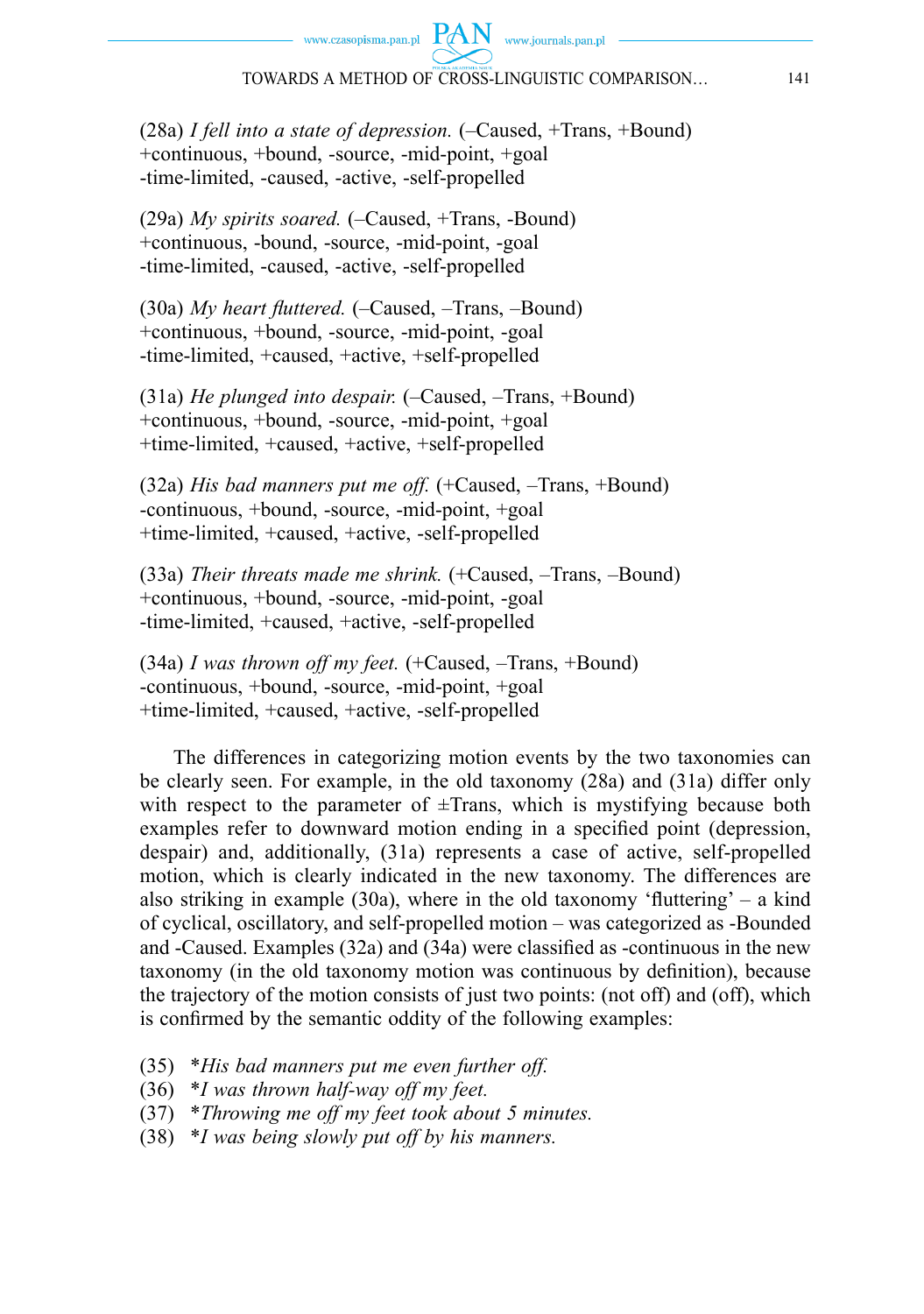(28a) *I fell into a state of depression.* (–Caused, +Trans, +Bound)
+continuous, +bound, -source, -mid-point, +goal
-time-limited, -caused, -active, -self-propelled

(29a) *My spirits soared.* (–Caused, +Trans, -Bound)
+continuous, -bound, -source, -mid-point, -goal
-time-limited, -caused, -active, -self-propelled

(30a) *My heart fluttered.* (–Caused, –Trans, –Bound)
+continuous, +bound, -source, -mid-point, -goal
-time-limited, +caused, +active, +self-propelled

(31a) *He plunged into despair.* (–Caused, –Trans, +Bound)
+continuous, +bound, -source, -mid-point, +goal
+time-limited, +caused, +active, +self-propelled

(32a) *His bad manners put me off.* (+Caused, –Trans, +Bound)
-continuous, +bound, -source, -mid-point, +goal
+time-limited, +caused, +active, -self-propelled

(33a) *Their threats made me shrink.* (+Caused, –Trans, –Bound)
+continuous, +bound, -source, -mid-point, -goal
-time-limited, +caused, +active, -self-propelled

(34a) *I was thrown off my feet.* (+Caused, –Trans, +Bound)
-continuous, +bound, -source, -mid-point, +goal
+time-limited, +caused, +active, -self-propelled

The differences in categorizing motion events by the two taxonomies can be clearly seen. For example, in the old taxonomy (28a) and (31a) differ only with respect to the parameter of ±Trans, which is mystifying because both examples refer to downward motion ending in a specified point (depression, despair) and, additionally, (31a) represents a case of active, self-propelled motion, which is clearly indicated in the new taxonomy. The differences are also striking in example (30a), where in the old taxonomy 'fluttering' – a kind of cyclical, oscillatory, and self-propelled motion – was categorized as -Bounded and -Caused. Examples (32a) and (34a) were classified as -continuous in the new taxonomy (in the old taxonomy motion was continuous by definition), because the trajectory of the motion consists of just two points: (not off) and (off), which is confirmed by the semantic oddity of the following examples:

(35) *\*His bad manners put me even further off.*
(36) *\*I was thrown half-way off my feet.*
(37) *\*Throwing me off my feet took about 5 minutes.*
(38) *\*I was being slowly put off by his manners.*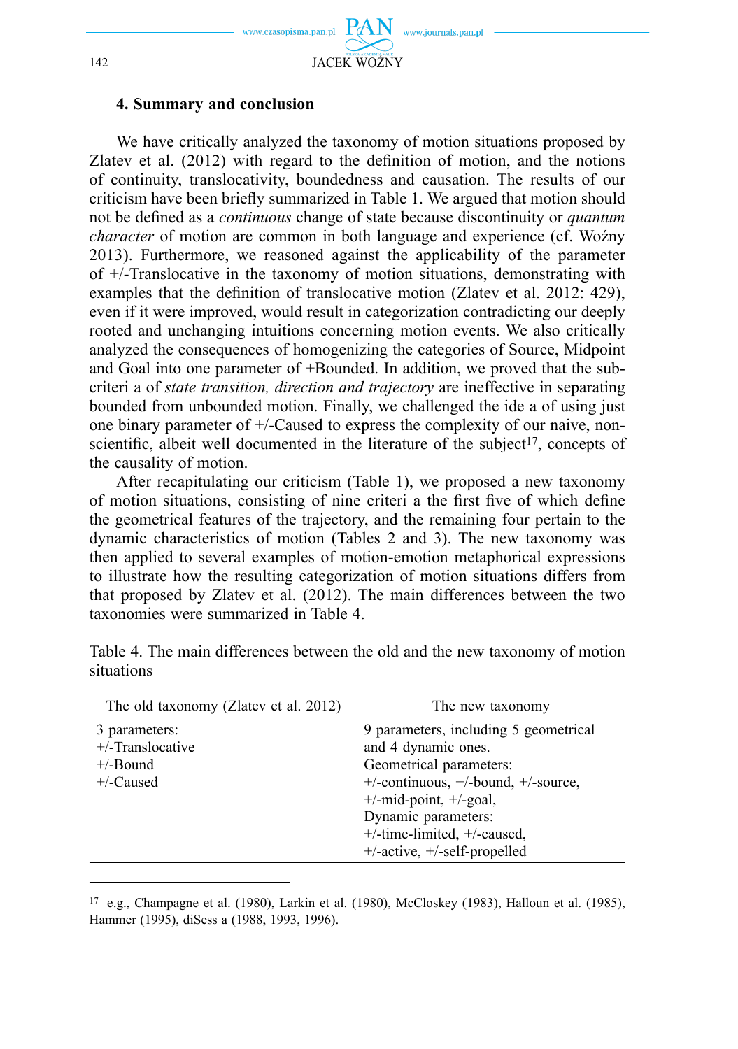## 4. Summary and conclusion

We have critically analyzed the taxonomy of motion situations proposed by Zlatev et al. (2012) with regard to the definition of motion, and the notions of continuity, translocativity, boundedness and causation. The results of our criticism have been briefly summarized in Table 1. We argued that motion should not be defined as a *continuous* change of state because discontinuity or *quantum character* of motion are common in both language and experience (cf. Woźny 2013). Furthermore, we reasoned against the applicability of the parameter of +/-Translocative in the taxonomy of motion situations, demonstrating with examples that the definition of translocative motion (Zlatev et al. 2012: 429), even if it were improved, would result in categorization contradicting our deeply rooted and unchanging intuitions concerning motion events. We also critically analyzed the consequences of homogenizing the categories of Source, Midpoint and Goal into one parameter of +Bounded. In addition, we proved that the sub-criteri a of *state transition, direction and trajectory* are ineffective in separating bounded from unbounded motion. Finally, we challenged the ide a of using just one binary parameter of +/-Caused to express the complexity of our naive, non-scientific, albeit well documented in the literature of the subject[17], concepts of the causality of motion.

After recapitulating our criticism (Table 1), we proposed a new taxonomy of motion situations, consisting of nine criteri a the first five of which define the geometrical features of the trajectory, and the remaining four pertain to the dynamic characteristics of motion (Tables 2 and 3). The new taxonomy was then applied to several examples of motion-emotion metaphorical expressions to illustrate how the resulting categorization of motion situations differs from that proposed by Zlatev et al. (2012). The main differences between the two taxonomies were summarized in Table 4.

Table 4. The main differences between the old and the new taxonomy of motion situations

| The old taxonomy (Zlatev et al. 2012) | The new taxonomy |
|---|---|
| 3 parameters:<br>+/-Translocative<br>+/-Bound<br>+/-Caused | 9 parameters, including 5 geometrical and 4 dynamic ones.<br>Geometrical parameters:<br>+/-continuous, +/-bound, +/-source, +/-mid-point, +/-goal,<br>Dynamic parameters:<br>+/-time-limited, +/-caused, +/-active, +/-self-propelled |

---

[17] e.g., Champagne et al. (1980), Larkin et al. (1980), McCloskey (1983), Halloun et al. (1985), Hammer (1995), diSess a (1988, 1993, 1996).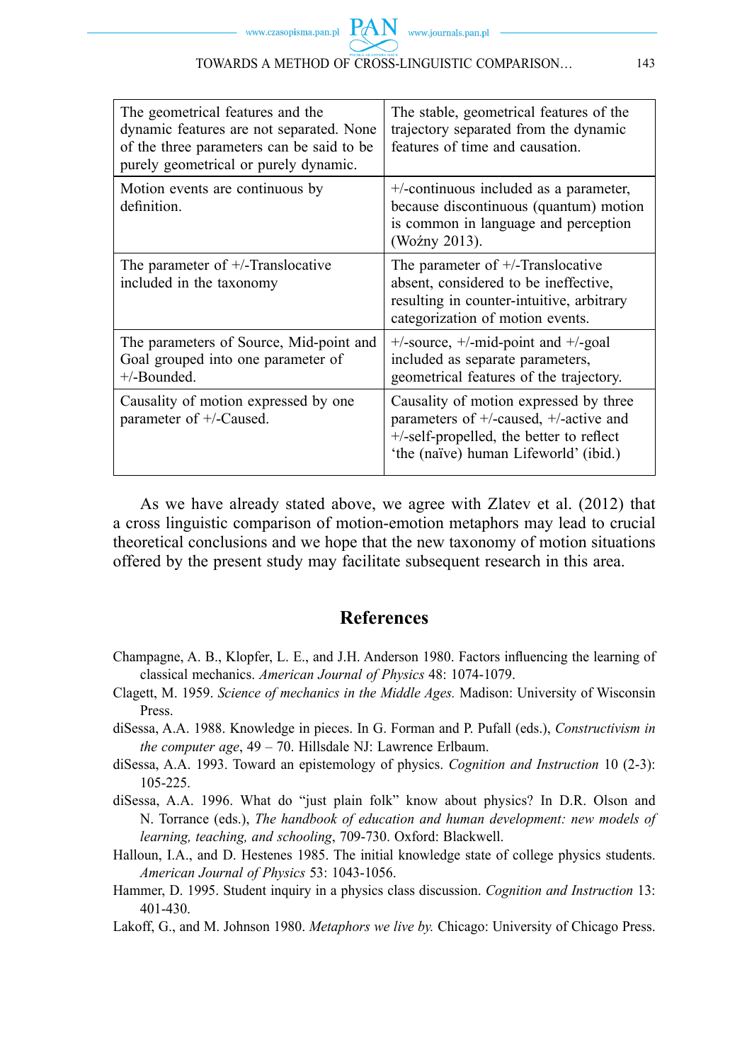| The geometrical features and the dynamic features are not separated. None of the three parameters can be said to be purely geometrical or purely dynamic. | The stable, geometrical features of the trajectory separated from the dynamic features of time and causation. |
|---|---|
| Motion events are continuous by definition. | +/-continuous included as a parameter, because discontinuous (quantum) motion is common in language and perception (Woźny 2013). |
| The parameter of +/-Translocative included in the taxonomy | The parameter of +/-Translocative absent, considered to be ineffective, resulting in counter-intuitive, arbitrary categorization of motion events. |
| The parameters of Source, Mid-point and Goal grouped into one parameter of +/-Bounded. | +/-source, +/-mid-point and +/-goal included as separate parameters, geometrical features of the trajectory. |
| Causality of motion expressed by one parameter of +/-Caused. | Causality of motion expressed by three parameters of +/-caused, +/-active and +/-self-propelled, the better to reflect 'the (naïve) human Lifeworld' (ibid.) |

As we have already stated above, we agree with Zlatev et al. (2012) that a cross linguistic comparison of motion-emotion metaphors may lead to crucial theoretical conclusions and we hope that the new taxonomy of motion situations offered by the present study may facilitate subsequent research in this area.

## References

Champagne, A. B., Klopfer, L. E., and J.H. Anderson 1980. Factors influencing the learning of classical mechanics. *American Journal of Physics* 48: 1074-1079.

Clagett, M. 1959. *Science of mechanics in the Middle Ages.* Madison: University of Wisconsin Press.

diSessa, A.A. 1988. Knowledge in pieces. In G. Forman and P. Pufall (eds.), *Constructivism in the computer age*, 49 – 70. Hillsdale NJ: Lawrence Erlbaum.

diSessa, A.A. 1993. Toward an epistemology of physics. *Cognition and Instruction* 10 (2-3): 105-225.

diSessa, A.A. 1996. What do "just plain folk" know about physics? In D.R. Olson and N. Torrance (eds.), *The handbook of education and human development: new models of learning, teaching, and schooling*, 709-730. Oxford: Blackwell.

Halloun, I.A., and D. Hestenes 1985. The initial knowledge state of college physics students. *American Journal of Physics* 53: 1043-1056.

Hammer, D. 1995. Student inquiry in a physics class discussion. *Cognition and Instruction* 13: 401-430.

Lakoff, G., and M. Johnson 1980. *Metaphors we live by.* Chicago: University of Chicago Press.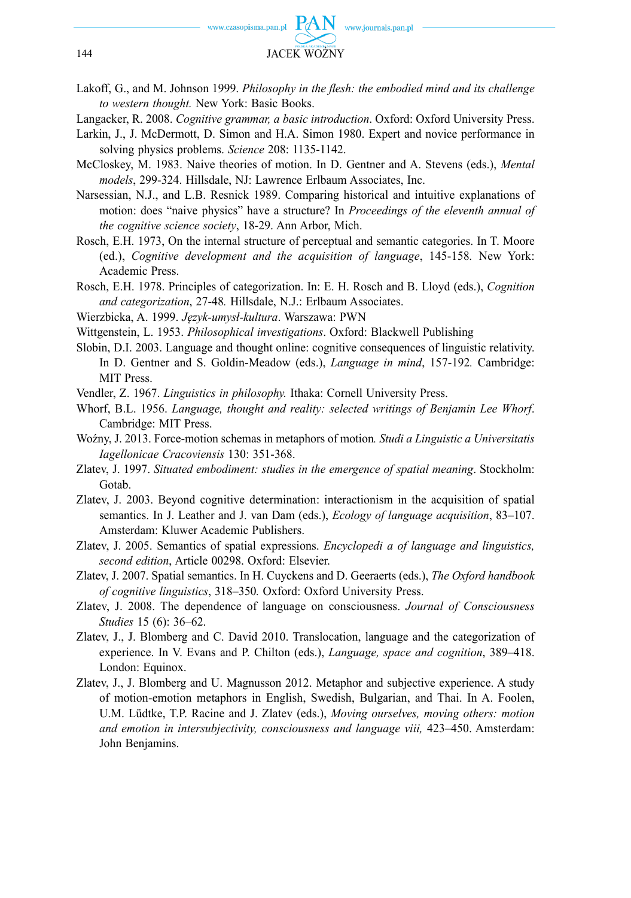Lakoff, G., and M. Johnson 1999. *Philosophy in the flesh: the embodied mind and its challenge to western thought.* New York: Basic Books.

Langacker, R. 2008. *Cognitive grammar, a basic introduction*. Oxford: Oxford University Press.

Larkin, J., J. McDermott, D. Simon and H.A. Simon 1980. Expert and novice performance in solving physics problems. *Science* 208: 1135-1142.

McCloskey, M. 1983. Naive theories of motion. In D. Gentner and A. Stevens (eds.), *Mental models*, 299-324. Hillsdale, NJ: Lawrence Erlbaum Associates, Inc.

Narsessian, N.J., and L.B. Resnick 1989. Comparing historical and intuitive explanations of motion: does "naive physics" have a structure? In *Proceedings of the eleventh annual of the cognitive science society*, 18-29. Ann Arbor, Mich.

Rosch, E.H. 1973, On the internal structure of perceptual and semantic categories. In T. Moore (ed.), *Cognitive development and the acquisition of language*, 145-158. New York: Academic Press.

Rosch, E.H. 1978. Principles of categorization. In: E. H. Rosch and B. Lloyd (eds.), *Cognition and categorization*, 27-48. Hillsdale, N.J.: Erlbaum Associates.

Wierzbicka, A. 1999. *Język-umysł-kultura*. Warszawa: PWN

Wittgenstein, L. 1953. *Philosophical investigations*. Oxford: Blackwell Publishing

Slobin, D.I. 2003. Language and thought online: cognitive consequences of linguistic relativity. In D. Gentner and S. Goldin-Meadow (eds.), *Language in mind*, 157-192. Cambridge: MIT Press.

Vendler, Z. 1967. *Linguistics in philosophy.* Ithaka: Cornell University Press.

Whorf, B.L. 1956. *Language, thought and reality: selected writings of Benjamin Lee Whorf*. Cambridge: MIT Press.

Woźny, J. 2013. Force-motion schemas in metaphors of motion. *Studi a Linguistic a Universitatis Iagellonicae Cracoviensis* 130: 351-368.

Zlatev, J. 1997. *Situated embodiment: studies in the emergence of spatial meaning*. Stockholm: Gotab.

Zlatev, J. 2003. Beyond cognitive determination: interactionism in the acquisition of spatial semantics. In J. Leather and J. van Dam (eds.), *Ecology of language acquisition*, 83–107. Amsterdam: Kluwer Academic Publishers.

Zlatev, J. 2005. Semantics of spatial expressions. *Encyclopedi a of language and linguistics, second edition*, Article 00298. Oxford: Elsevier.

Zlatev, J. 2007. Spatial semantics. In H. Cuyckens and D. Geeraerts (eds.), *The Oxford handbook of cognitive linguistics*, 318–350. Oxford: Oxford University Press.

Zlatev, J. 2008. The dependence of language on consciousness. *Journal of Consciousness Studies* 15 (6): 36–62.

Zlatev, J., J. Blomberg and C. David 2010. Translocation, language and the categorization of experience. In V. Evans and P. Chilton (eds.), *Language, space and cognition*, 389–418. London: Equinox.

Zlatev, J., J. Blomberg and U. Magnusson 2012. Metaphor and subjective experience. A study of motion-emotion metaphors in English, Swedish, Bulgarian, and Thai. In A. Foolen, U.M. Lüdtke, T.P. Racine and J. Zlatev (eds.), *Moving ourselves, moving others: motion and emotion in intersubjectivity, consciousness and language viii,* 423–450. Amsterdam: John Benjamins.